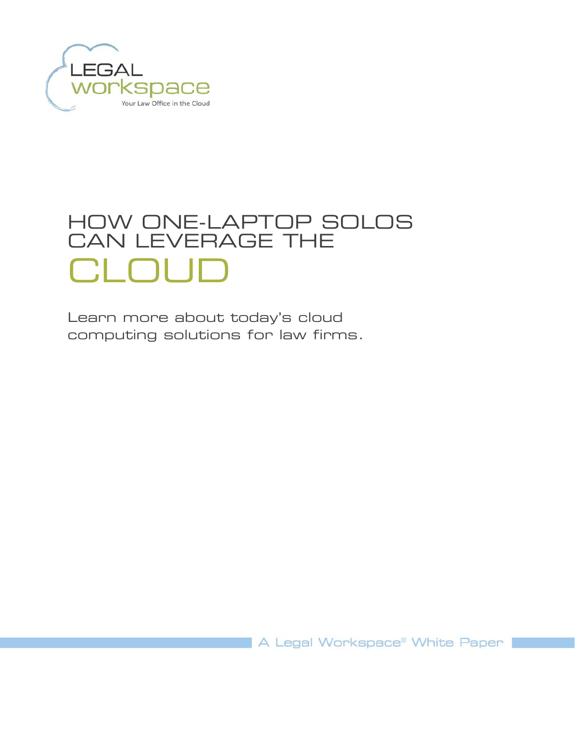LEGAL workspace

Your Law Office in the Cloud

# HOW ONE-LAPTOP SOLOS CAN LEVERAGE THE CLOUD

Learn more about today's cloud computing solutions for law firms.

A Legal Workspace® White Paper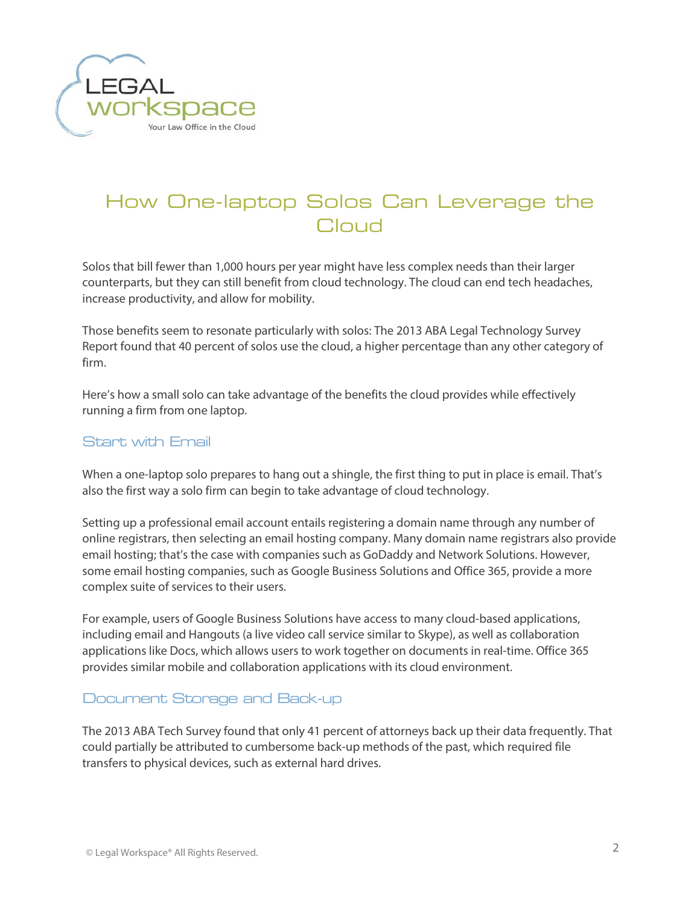# How One-laptop Solos Can Leverage the Cloud

Solos that bill fewer than 1,000 hours per year might have less complex needs than their larger counterparts, but they can still benefit from cloud technology. The cloud can end tech headaches, increase productivity, and allow for mobility.

Those benefits seem to resonate particularly with solos: The 2013 ABA Legal Technology Survey Report found that 40 percent of solos use the cloud, a higher percentage than any other category of firm.

Here's how a small solo can take advantage of the benefits the cloud provides while effectively running a firm from one laptop.

## Start with Email

When a one-laptop solo prepares to hang out a shingle, the first thing to put in place is email. That's also the first way a solo firm can begin to take advantage of cloud technology.

Setting up a professional email account entails registering a domain name through any number of online registrars, then selecting an email hosting company. Many domain name registrars also provide email hosting; that's the case with companies such as GoDaddy and Network Solutions. However, some email hosting companies, such as Google Business Solutions and Office 365, provide a more complex suite of services to their users.

For example, users of Google Business Solutions have access to many cloud-based applications, including email and Hangouts (a live video call service similar to Skype), as well as collaboration applications like Docs, which allows users to work together on documents in real-time. Office 365 provides similar mobile and collaboration applications with its cloud environment.

## Document Storage and Back-up

The 2013 ABA Tech Survey found that only 41 percent of attorneys back up their data frequently. That could partially be attributed to cumbersome back-up methods of the past, which required file transfers to physical devices, such as external hard drives.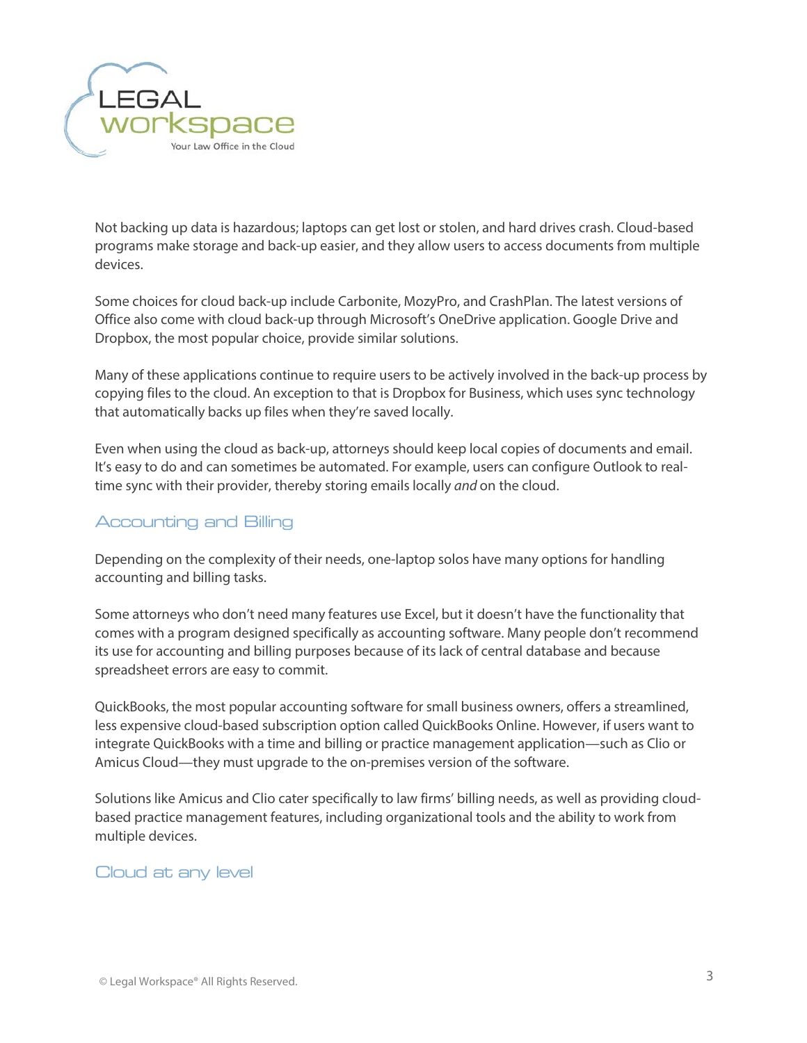Not backing up data is hazardous; laptops can get lost or stolen, and hard drives crash. Cloud-based programs make storage and back-up easier, and they allow users to access documents from multiple devices.

Some choices for cloud back-up include Carbonite, MozyPro, and CrashPlan. The latest versions of Office also come with cloud back-up through Microsoft's OneDrive application. Google Drive and Dropbox, the most popular choice, provide similar solutions.

Many of these applications continue to require users to be actively involved in the back-up process by copying files to the cloud. An exception to that is Dropbox for Business, which uses sync technology that automatically backs up files when they're saved locally.

Even when using the cloud as back-up, attorneys should keep local copies of documents and email. It's easy to do and can sometimes be automated. For example, users can configure Outlook to real-time sync with their provider, thereby storing emails locally *and* on the cloud.

## Accounting and Billing

Depending on the complexity of their needs, one-laptop solos have many options for handling accounting and billing tasks.

Some attorneys who don't need many features use Excel, but it doesn't have the functionality that comes with a program designed specifically as accounting software. Many people don't recommend its use for accounting and billing purposes because of its lack of central database and because spreadsheet errors are easy to commit.

QuickBooks, the most popular accounting software for small business owners, offers a streamlined, less expensive cloud-based subscription option called QuickBooks Online. However, if users want to integrate QuickBooks with a time and billing or practice management application—such as Clio or Amicus Cloud—they must upgrade to the on-premises version of the software.

Solutions like Amicus and Clio cater specifically to law firms' billing needs, as well as providing cloud-based practice management features, including organizational tools and the ability to work from multiple devices.

## Cloud at any level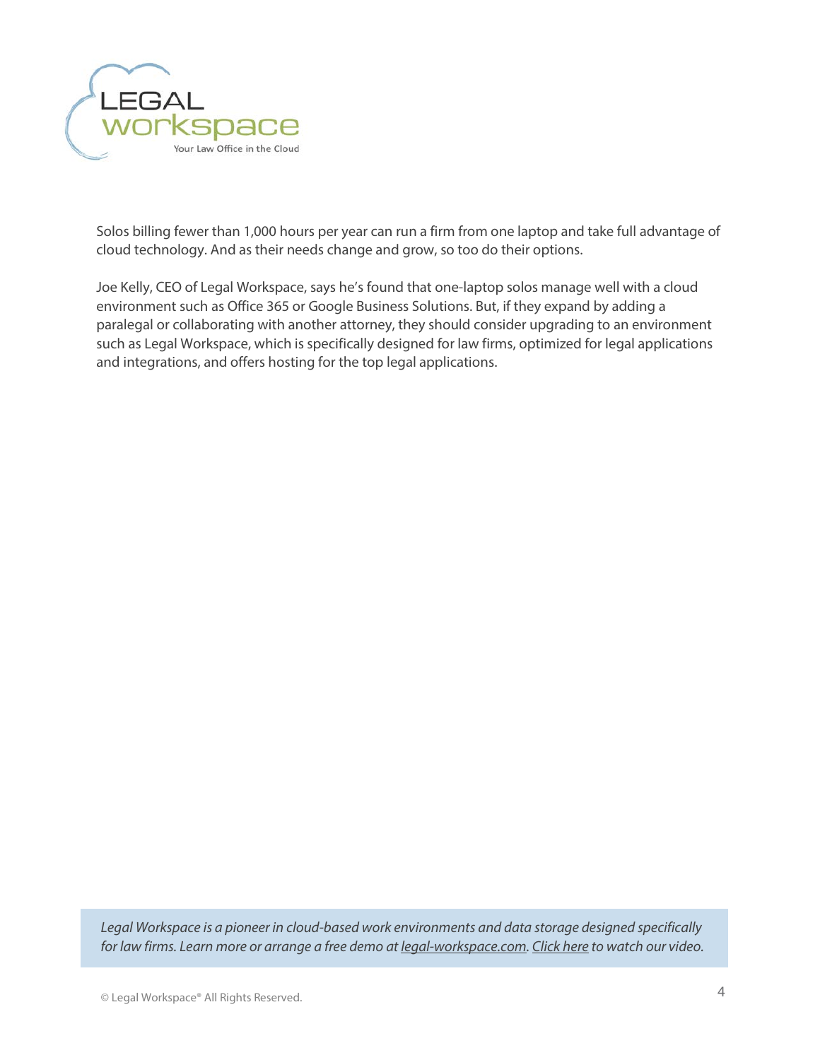Solos billing fewer than 1,000 hours per year can run a firm from one laptop and take full advantage of cloud technology. And as their needs change and grow, so too do their options.

Joe Kelly, CEO of Legal Workspace, says he's found that one-laptop solos manage well with a cloud environment such as Office 365 or Google Business Solutions. But, if they expand by adding a paralegal or collaborating with another attorney, they should consider upgrading to an environment such as Legal Workspace, which is specifically designed for law firms, optimized for legal applications and integrations, and offers hosting for the top legal applications.

*Legal Workspace is a pioneer in cloud-based work environments and data storage designed specifically for law firms. Learn more or arrange a free demo at legal-workspace.com. Click here to watch our video.*